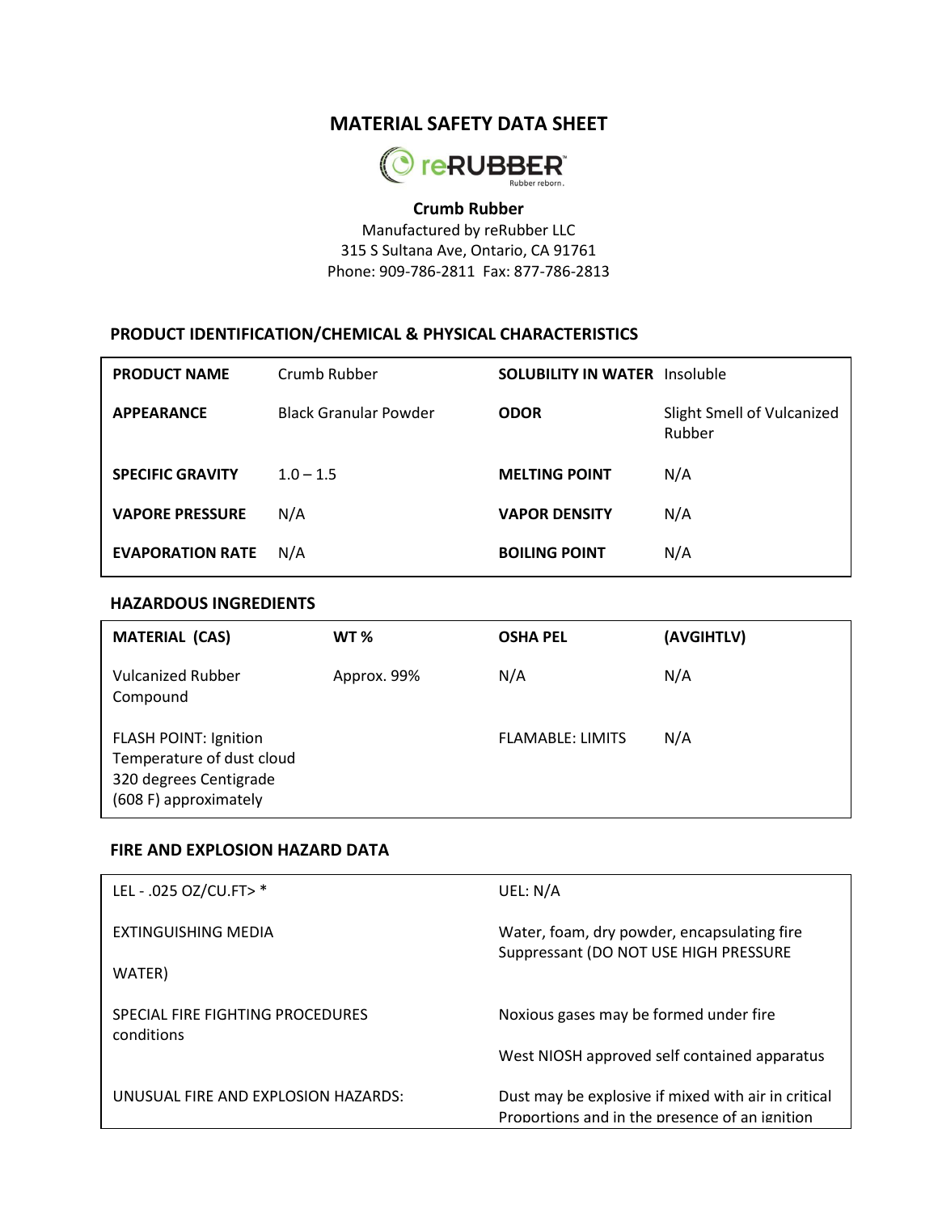# MATERIAL SAFETY DATA SHEET

reRUBBER
Rubber reborn.

**Crumb Rubber**
Manufactured by reRubber LLC
315 S Sultana Ave, Ontario, CA 91761
Phone: 909-786-2811 Fax: 877-786-2813

## PRODUCT IDENTIFICATION/CHEMICAL & PHYSICAL CHARACTERISTICS

| | | | |
|---|---|---|---|
| **PRODUCT NAME** | Crumb Rubber | **SOLUBILITY IN WATER** | Insoluble |
| **APPEARANCE** | Black Granular Powder | **ODOR** | Slight Smell of Vulcanized Rubber |
| **SPECIFIC GRAVITY** | 1.0 – 1.5 | **MELTING POINT** | N/A |
| **VAPORE PRESSURE** | N/A | **VAPOR DENSITY** | N/A |
| **EVAPORATION RATE** | N/A | **BOILING POINT** | N/A |

## HAZARDOUS INGREDIENTS

| **MATERIAL (CAS)** | **WT %** | **OSHA PEL** | **(AVGIHTLV)** |
|---|---|---|---|
| Vulcanized Rubber Compound | Approx. 99% | N/A | N/A |
| FLASH POINT: Ignition Temperature of dust cloud 320 degrees Centigrade (608 F) approximately | | FLAMABLE: LIMITS | N/A |

## FIRE AND EXPLOSION HAZARD DATA

| | |
|---|---|
| LEL - .025 OZ/CU.FT> * | UEL: N/A |
| EXTINGUISHING MEDIA | Water, foam, dry powder, encapsulating fire Suppressant (DO NOT USE HIGH PRESSURE WATER) |
| SPECIAL FIRE FIGHTING PROCEDURES | Noxious gases may be formed under fire conditions<br>West NIOSH approved self contained apparatus |
| UNUSUAL FIRE AND EXPLOSION HAZARDS: | Dust may be explosive if mixed with air in critical Proportions and in the presence of an ignition |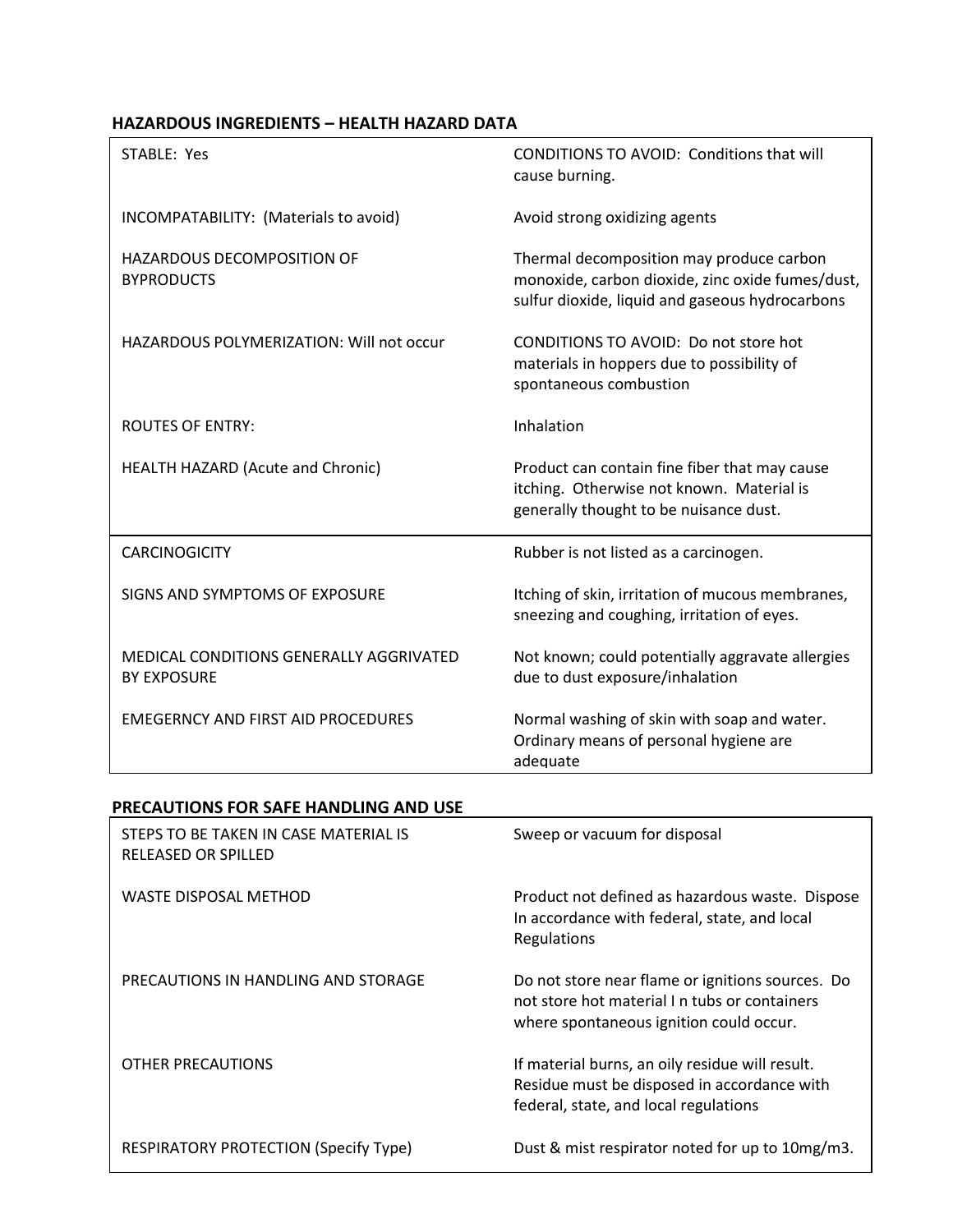## HAZARDOUS INGREDIENTS – HEALTH HAZARD DATA

| | |
|---|---|
| STABLE: Yes | CONDITIONS TO AVOID: Conditions that will cause burning. |
| INCOMPATABILITY: (Materials to avoid) | Avoid strong oxidizing agents |
| HAZARDOUS DECOMPOSITION OF BYPRODUCTS | Thermal decomposition may produce carbon monoxide, carbon dioxide, zinc oxide fumes/dust, sulfur dioxide, liquid and gaseous hydrocarbons |
| HAZARDOUS POLYMERIZATION: Will not occur | CONDITIONS TO AVOID: Do not store hot materials in hoppers due to possibility of spontaneous combustion |
| ROUTES OF ENTRY: | Inhalation |
| HEALTH HAZARD (Acute and Chronic) | Product can contain fine fiber that may cause itching. Otherwise not known. Material is generally thought to be nuisance dust. |
| CARCINOGICITY | Rubber is not listed as a carcinogen. |
| SIGNS AND SYMPTOMS OF EXPOSURE | Itching of skin, irritation of mucous membranes, sneezing and coughing, irritation of eyes. |
| MEDICAL CONDITIONS GENERALLY AGGRIVATED BY EXPOSURE | Not known; could potentially aggravate allergies due to dust exposure/inhalation |
| EMEGERNCY AND FIRST AID PROCEDURES | Normal washing of skin with soap and water. Ordinary means of personal hygiene are adequate |

## PRECAUTIONS FOR SAFE HANDLING AND USE

| | |
|---|---|
| STEPS TO BE TAKEN IN CASE MATERIAL IS RELEASED OR SPILLED | Sweep or vacuum for disposal |
| WASTE DISPOSAL METHOD | Product not defined as hazardous waste. Dispose In accordance with federal, state, and local Regulations |
| PRECAUTIONS IN HANDLING AND STORAGE | Do not store near flame or ignitions sources. Do not store hot material I n tubs or containers where spontaneous ignition could occur. |
| OTHER PRECAUTIONS | If material burns, an oily residue will result. Residue must be disposed in accordance with federal, state, and local regulations |
| RESPIRATORY PROTECTION (Specify Type) | Dust & mist respirator noted for up to 10mg/m3. |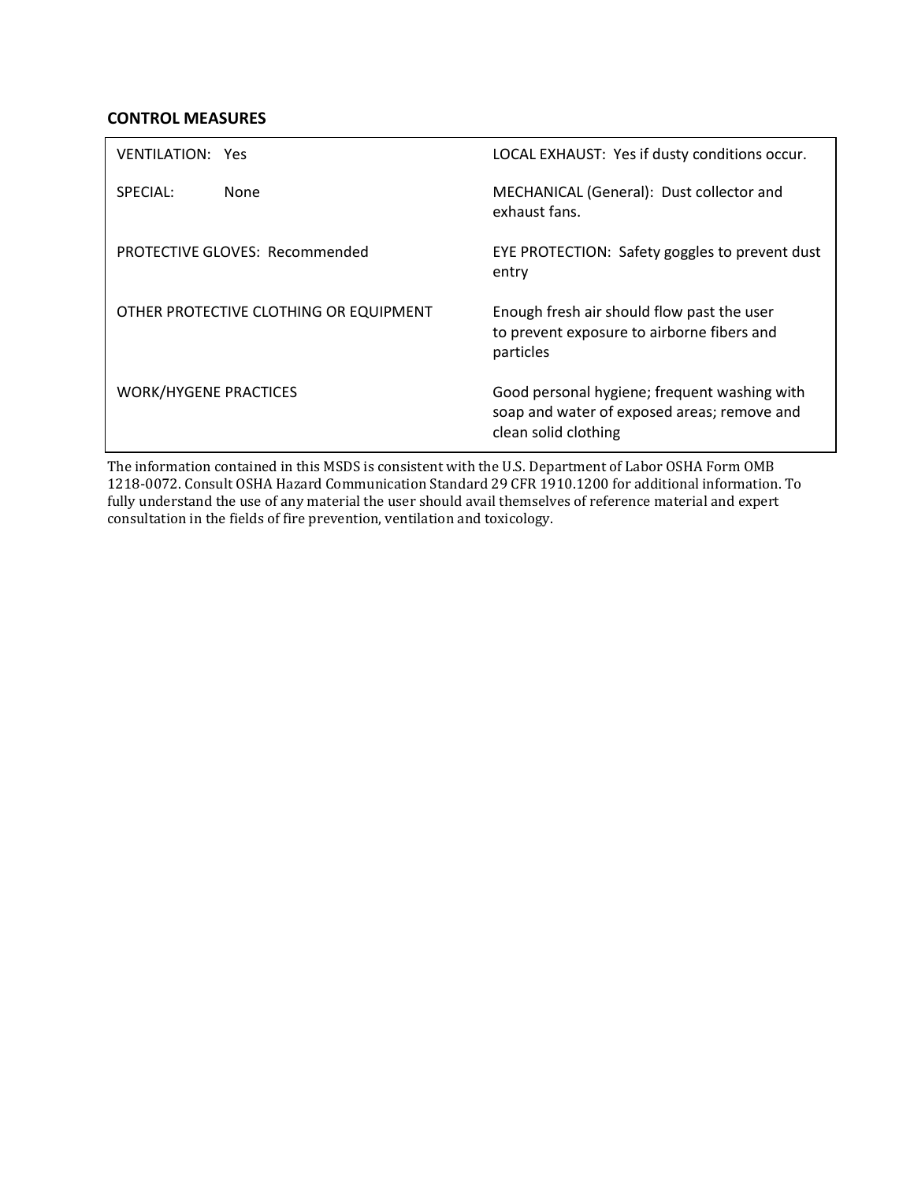**CONTROL MEASURES**

| | |
|---|---|
| VENTILATION: Yes | LOCAL EXHAUST: Yes if dusty conditions occur. |
| SPECIAL: None | MECHANICAL (General): Dust collector and exhaust fans. |
| PROTECTIVE GLOVES: Recommended | EYE PROTECTION: Safety goggles to prevent dust entry |
| OTHER PROTECTIVE CLOTHING OR EQUIPMENT | Enough fresh air should flow past the user to prevent exposure to airborne fibers and particles |
| WORK/HYGENE PRACTICES | Good personal hygiene; frequent washing with soap and water of exposed areas; remove and clean solid clothing |

The information contained in this MSDS is consistent with the U.S. Department of Labor OSHA Form OMB 1218-0072. Consult OSHA Hazard Communication Standard 29 CFR 1910.1200 for additional information. To fully understand the use of any material the user should avail themselves of reference material and expert consultation in the fields of fire prevention, ventilation and toxicology.